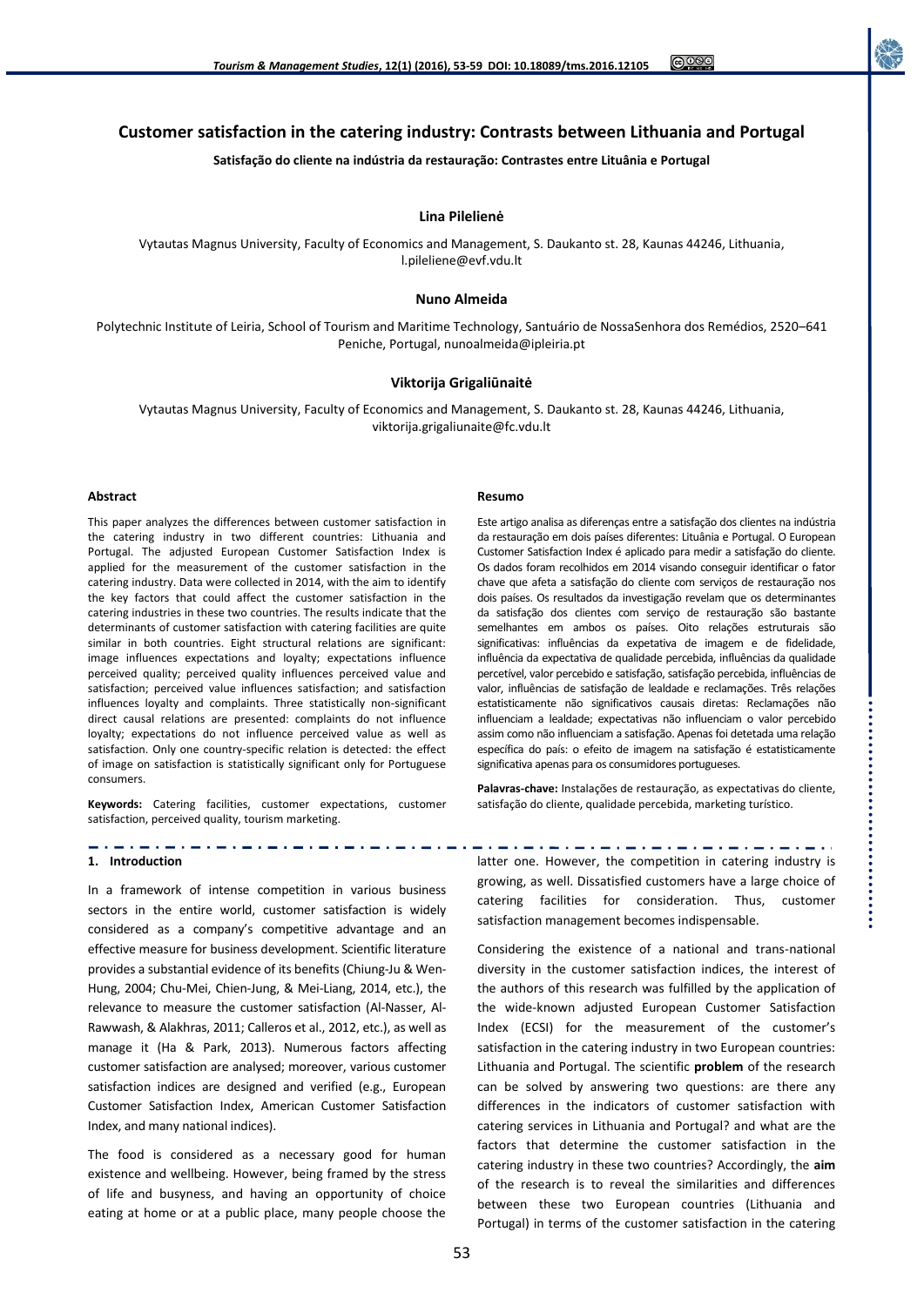# Customer satisfaction in the catering industry: Contrasts between Lithuania and Portugal

**Satisfação do cliente na indústria da restauração: Contrastes entre Lituânia e Portugal**

**Lina Pilelienė**

Vytautas Magnus University, Faculty of Economics and Management, S. Daukanto st. 28, Kaunas 44246, Lithuania, l.pileliene@evf.vdu.lt

**Nuno Almeida**

Polytechnic Institute of Leiria, School of Tourism and Maritime Technology, Santuário de NossaSenhora dos Remédios, 2520–641 Peniche, Portugal, nunoalmeida@ipleiria.pt

**Viktorija Grigaliūnaitė**

Vytautas Magnus University, Faculty of Economics and Management, S. Daukanto st. 28, Kaunas 44246, Lithuania, viktorija.grigaliunaite@fc.vdu.lt

#### Abstract

This paper analyzes the differences between customer satisfaction in the catering industry in two different countries: Lithuania and Portugal. The adjusted European Customer Satisfaction Index is applied for the measurement of the customer satisfaction in the catering industry. Data were collected in 2014, with the aim to identify the key factors that could affect the customer satisfaction in the catering industries in these two countries. The results indicate that the determinants of customer satisfaction with catering facilities are quite similar in both countries. Eight structural relations are significant: image influences expectations and loyalty; expectations influence perceived quality; perceived quality influences perceived value and satisfaction; perceived value influences satisfaction; and satisfaction influences loyalty and complaints. Three statistically non-significant direct causal relations are presented: complaints do not influence loyalty; expectations do not influence perceived value as well as satisfaction. Only one country-specific relation is detected: the effect of image on satisfaction is statistically significant only for Portuguese consumers.

**Keywords:** Catering facilities, customer expectations, customer satisfaction, perceived quality, tourism marketing.

#### Resumo

Este artigo analisa as diferenças entre a satisfação dos clientes na indústria da restauração em dois países diferentes: Lituânia e Portugal. O European Customer Satisfaction Index é aplicado para medir a satisfação do cliente. Os dados foram recolhidos em 2014 visando conseguir identificar o fator chave que afeta a satisfação do cliente com serviços de restauração nos dois países. Os resultados da investigação revelam que os determinantes da satisfação dos clientes com serviço de restauração são bastante semelhantes em ambos os países. Oito relações estruturais são significativas: influências da expetativa de imagem e de fidelidade, influência da expectativa de qualidade percebida, influências da qualidade percetível, valor percebido e satisfação, satisfação percebida, influências de valor, influências de satisfação de lealdade e reclamações. Três relações estatisticamente não significativos causais diretas: Reclamações não influenciam a lealdade; expectativas não influenciam o valor percebido assim como não influenciam a satisfação. Apenas foi detetada uma relação específica do país: o efeito de imagem na satisfação é estatisticamente significativa apenas para os consumidores portugueses.

**Palavras-chave:** Instalações de restauração, as expectativas do cliente, satisfação do cliente, qualidade percebida, marketing turístico.

## 1. Introduction

In a framework of intense competition in various business sectors in the entire world, customer satisfaction is widely considered as a company's competitive advantage and an effective measure for business development. Scientific literature provides a substantial evidence of its benefits (Chiung-Ju & Wen-Hung, 2004; Chu-Mei, Chien-Jung, & Mei-Liang, 2014, etc.), the relevance to measure the customer satisfaction (Al-Nasser, Al-Rawwash, & Alakhras, 2011; Calleros et al., 2012, etc.), as well as manage it (Ha & Park, 2013). Numerous factors affecting customer satisfaction are analysed; moreover, various customer satisfaction indices are designed and verified (e.g., European Customer Satisfaction Index, American Customer Satisfaction Index, and many national indices).

The food is considered as a necessary good for human existence and wellbeing. However, being framed by the stress of life and busyness, and having an opportunity of choice eating at home or at a public place, many people choose the latter one. However, the competition in catering industry is growing, as well. Dissatisfied customers have a large choice of catering facilities for consideration. Thus, customer satisfaction management becomes indispensable.

Considering the existence of a national and trans-national diversity in the customer satisfaction indices, the interest of the authors of this research was fulfilled by the application of the wide-known adjusted European Customer Satisfaction Index (ECSI) for the measurement of the customer's satisfaction in the catering industry in two European countries: Lithuania and Portugal. The scientific **problem** of the research can be solved by answering two questions: are there any differences in the indicators of customer satisfaction with catering services in Lithuania and Portugal? and what are the factors that determine the customer satisfaction in the catering industry in these two countries? Accordingly, the **aim** of the research is to reveal the similarities and differences between these two European countries (Lithuania and Portugal) in terms of the customer satisfaction in the catering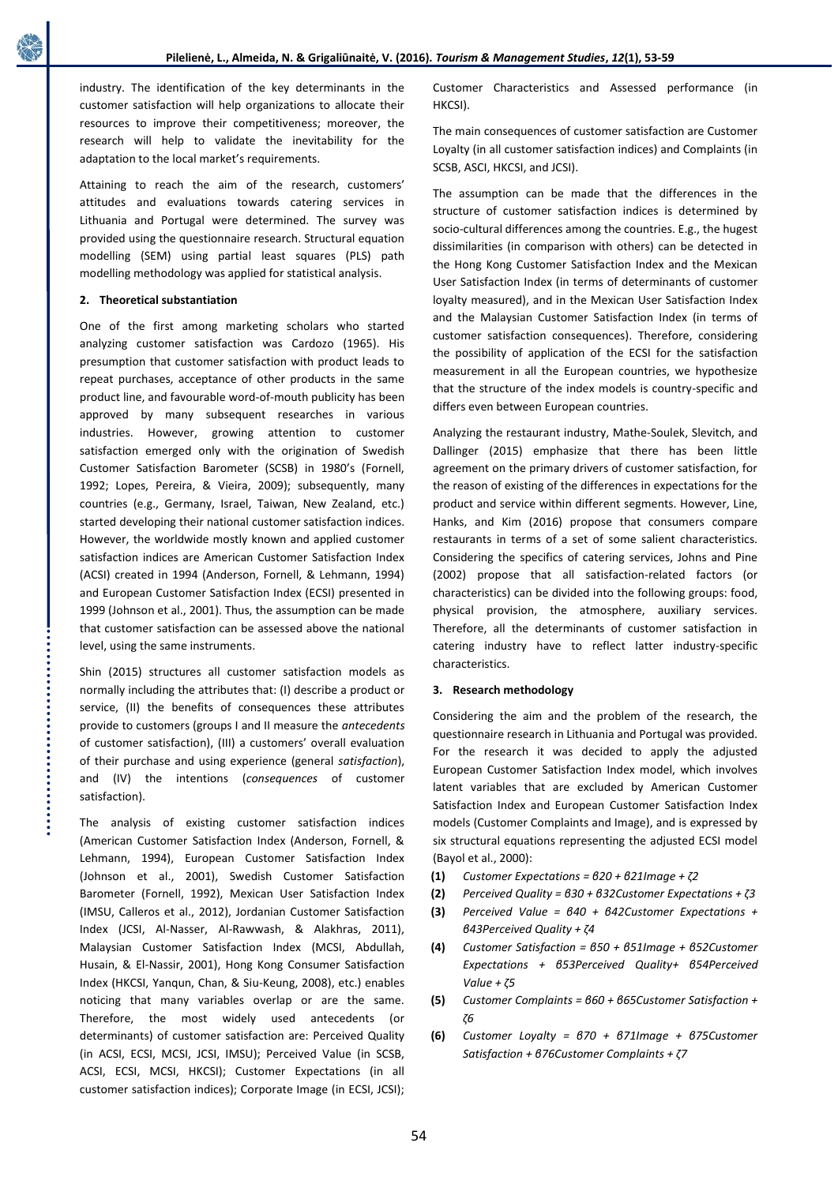industry. The identification of the key determinants in the customer satisfaction will help organizations to allocate their resources to improve their competitiveness; moreover, the research will help to validate the inevitability for the adaptation to the local market's requirements.

Attaining to reach the aim of the research, customers' attitudes and evaluations towards catering services in Lithuania and Portugal were determined. The survey was provided using the questionnaire research. Structural equation modelling (SEM) using partial least squares (PLS) path modelling methodology was applied for statistical analysis.

## 2. Theoretical substantiation

One of the first among marketing scholars who started analyzing customer satisfaction was Cardozo (1965). His presumption that customer satisfaction with product leads to repeat purchases, acceptance of other products in the same product line, and favourable word-of-mouth publicity has been approved by many subsequent researches in various industries. However, growing attention to customer satisfaction emerged only with the origination of Swedish Customer Satisfaction Barometer (SCSB) in 1980's (Fornell, 1992; Lopes, Pereira, & Vieira, 2009); subsequently, many countries (e.g., Germany, Israel, Taiwan, New Zealand, etc.) started developing their national customer satisfaction indices. However, the worldwide mostly known and applied customer satisfaction indices are American Customer Satisfaction Index (ACSI) created in 1994 (Anderson, Fornell, & Lehmann, 1994) and European Customer Satisfaction Index (ECSI) presented in 1999 (Johnson et al., 2001). Thus, the assumption can be made that customer satisfaction can be assessed above the national level, using the same instruments.

Shin (2015) structures all customer satisfaction models as normally including the attributes that: (I) describe a product or service, (II) the benefits of consequences these attributes provide to customers (groups I and II measure the *antecedents* of customer satisfaction), (III) a customers' overall evaluation of their purchase and using experience (general *satisfaction*), and (IV) the intentions (*consequences* of customer satisfaction).

The analysis of existing customer satisfaction indices (American Customer Satisfaction Index (Anderson, Fornell, & Lehmann, 1994), European Customer Satisfaction Index (Johnson et al., 2001), Swedish Customer Satisfaction Barometer (Fornell, 1992), Mexican User Satisfaction Index (IMSU, Calleros et al., 2012), Jordanian Customer Satisfaction Index (JCSI, Al-Nasser, Al-Rawwash, & Alakhras, 2011), Malaysian Customer Satisfaction Index (MCSI, Abdullah, Husain, & El-Nassir, 2001), Hong Kong Consumer Satisfaction Index (HKCSI, Yanqun, Chan, & Siu-Keung, 2008), etc.) enables noticing that many variables overlap or are the same. Therefore, the most widely used antecedents (or determinants) of customer satisfaction are: Perceived Quality (in ACSI, ECSI, MCSI, JCSI, IMSU); Perceived Value (in SCSB, ACSI, ECSI, MCSI, HKCSI); Customer Expectations (in all customer satisfaction indices); Corporate Image (in ECSI, JCSI); Customer Characteristics and Assessed performance (in HKCSI).

The main consequences of customer satisfaction are Customer Loyalty (in all customer satisfaction indices) and Complaints (in SCSB, ASCI, HKCSI, and JCSI).

The assumption can be made that the differences in the structure of customer satisfaction indices is determined by socio-cultural differences among the countries. E.g., the hugest dissimilarities (in comparison with others) can be detected in the Hong Kong Customer Satisfaction Index and the Mexican User Satisfaction Index (in terms of determinants of customer loyalty measured), and in the Mexican User Satisfaction Index and the Malaysian Customer Satisfaction Index (in terms of customer satisfaction consequences). Therefore, considering the possibility of application of the ECSI for the satisfaction measurement in all the European countries, we hypothesize that the structure of the index models is country-specific and differs even between European countries.

Analyzing the restaurant industry, Mathe-Soulek, Slevitch, and Dallinger (2015) emphasize that there has been little agreement on the primary drivers of customer satisfaction, for the reason of existing of the differences in expectations for the product and service within different segments. However, Line, Hanks, and Kim (2016) propose that consumers compare restaurants in terms of a set of some salient characteristics. Considering the specifics of catering services, Johns and Pine (2002) propose that all satisfaction-related factors (or characteristics) can be divided into the following groups: food, physical provision, the atmosphere, auxiliary services. Therefore, all the determinants of customer satisfaction in catering industry have to reflect latter industry-specific characteristics.

## 3. Research methodology

Considering the aim and the problem of the research, the questionnaire research in Lithuania and Portugal was provided. For the research it was decided to apply the adjusted European Customer Satisfaction Index model, which involves latent variables that are excluded by American Customer Satisfaction Index and European Customer Satisfaction Index models (Customer Complaints and Image), and is expressed by six structural equations representing the adjusted ECSI model (Bayol et al., 2000):

**(1)** *Customer Expectations* $= \beta 20 + \beta 21 Image + \zeta 2$

**(2)** *Perceived Quality* $= \beta 30 + \beta 32 Customer\ Expectations + \zeta 3$

**(3)** *Perceived Value* $= \beta 40 + \beta 42 Customer\ Expectations + \beta 43 Perceived\ Quality + \zeta 4$

**(4)** *Customer Satisfaction* $= \beta 50 + \beta 51 Image + \beta 52 Customer\ Expectations + \beta 53 Perceived\ Quality + \beta 54 Perceived\ Value + \zeta 5$

**(5)** *Customer Complaints* $= \beta 60 + \beta 65 Customer\ Satisfaction + \zeta 6$

**(6)** *Customer Loyalty* $= \beta 70 + \beta 71 Image + \beta 75 Customer\ Satisfaction + \beta 76 Customer\ Complaints + \zeta 7$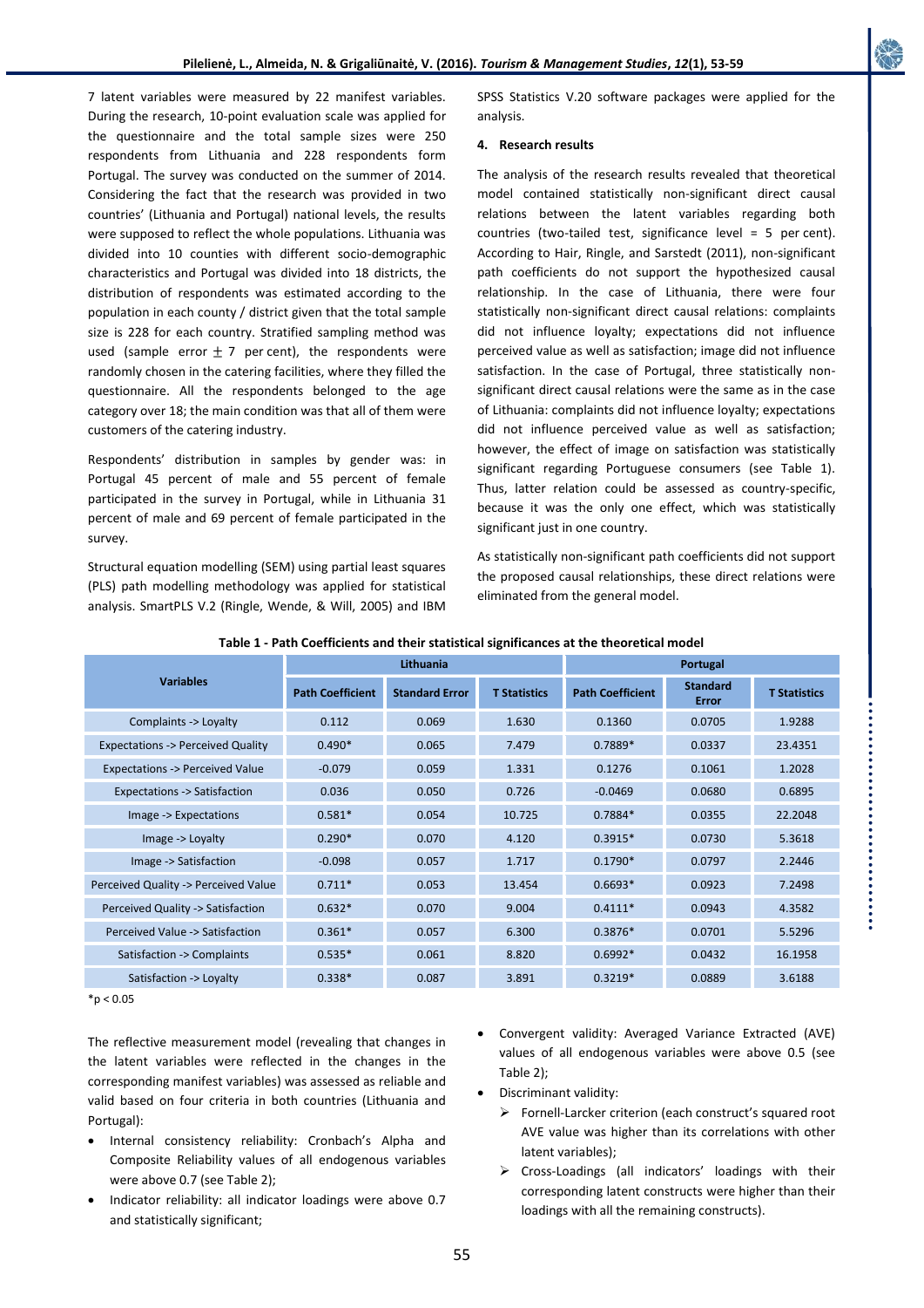7 latent variables were measured by 22 manifest variables. During the research, 10-point evaluation scale was applied for the questionnaire and the total sample sizes were 250 respondents from Lithuania and 228 respondents form Portugal. The survey was conducted on the summer of 2014. Considering the fact that the research was provided in two countries' (Lithuania and Portugal) national levels, the results were supposed to reflect the whole populations. Lithuania was divided into 10 counties with different socio-demographic characteristics and Portugal was divided into 18 districts, the distribution of respondents was estimated according to the population in each county / district given that the total sample size is 228 for each country. Stratified sampling method was used (sample error $\pm$ 7 per cent), the respondents were randomly chosen in the catering facilities, where they filled the questionnaire. All the respondents belonged to the age category over 18; the main condition was that all of them were customers of the catering industry.

Respondents' distribution in samples by gender was: in Portugal 45 percent of male and 55 percent of female participated in the survey in Portugal, while in Lithuania 31 percent of male and 69 percent of female participated in the survey.

Structural equation modelling (SEM) using partial least squares (PLS) path modelling methodology was applied for statistical analysis. SmartPLS V.2 (Ringle, Wende, & Will, 2005) and IBM SPSS Statistics V.20 software packages were applied for the analysis.

### 4. Research results

The analysis of the research results revealed that theoretical model contained statistically non-significant direct causal relations between the latent variables regarding both countries (two-tailed test, significance level = 5 per cent). According to Hair, Ringle, and Sarstedt (2011), non-significant path coefficients do not support the hypothesized causal relationship. In the case of Lithuania, there were four statistically non-significant direct causal relations: complaints did not influence loyalty; expectations did not influence perceived value as well as satisfaction; image did not influence satisfaction. In the case of Portugal, three statistically non-significant direct causal relations were the same as in the case of Lithuania: complaints did not influence loyalty; expectations did not influence perceived value as well as satisfaction; however, the effect of image on satisfaction was statistically significant regarding Portuguese consumers (see Table 1). Thus, latter relation could be assessed as country-specific, because it was the only one effect, which was statistically significant just in one country.

As statistically non-significant path coefficients did not support the proposed causal relationships, these direct relations were eliminated from the general model.

**Table 1 - Path Coefficients and their statistical significances at the theoretical model**

| Variables | Lithuania | | | Portugal | | |
|---|---|---|---|---|---|---|
| | Path Coefficient | Standard Error | T Statistics | Path Coefficient | Standard Error | T Statistics |
| Complaints -> Loyalty | 0.112 | 0.069 | 1.630 | 0.1360 | 0.0705 | 1.9288 |
| Expectations -> Perceived Quality | 0.490* | 0.065 | 7.479 | 0.7889* | 0.0337 | 23.4351 |
| Expectations -> Perceived Value | -0.079 | 0.059 | 1.331 | 0.1276 | 0.1061 | 1.2028 |
| Expectations -> Satisfaction | 0.036 | 0.050 | 0.726 | -0.0469 | 0.0680 | 0.6895 |
| Image -> Expectations | 0.581* | 0.054 | 10.725 | 0.7884* | 0.0355 | 22.2048 |
| Image -> Loyalty | 0.290* | 0.070 | 4.120 | 0.3915* | 0.0730 | 5.3618 |
| Image -> Satisfaction | -0.098 | 0.057 | 1.717 | 0.1790* | 0.0797 | 2.2446 |
| Perceived Quality -> Perceived Value | 0.711* | 0.053 | 13.454 | 0.6693* | 0.0923 | 7.2498 |
| Perceived Quality -> Satisfaction | 0.632* | 0.070 | 9.004 | 0.4111* | 0.0943 | 4.3582 |
| Perceived Value -> Satisfaction | 0.361* | 0.057 | 6.300 | 0.3876* | 0.0701 | 5.5296 |
| Satisfaction -> Complaints | 0.535* | 0.061 | 8.820 | 0.6992* | 0.0432 | 16.1958 |
| Satisfaction -> Loyalty | 0.338* | 0.087 | 3.891 | 0.3219* | 0.0889 | 3.6188 |

*$p < 0.05$

The reflective measurement model (revealing that changes in the latent variables were reflected in the changes in the corresponding manifest variables) was assessed as reliable and valid based on four criteria in both countries (Lithuania and Portugal):

- Internal consistency reliability: Cronbach's Alpha and Composite Reliability values of all endogenous variables were above 0.7 (see Table 2);
- Indicator reliability: all indicator loadings were above 0.7 and statistically significant;
- Convergent validity: Averaged Variance Extracted (AVE) values of all endogenous variables were above 0.5 (see Table 2);
- Discriminant validity:
  - Fornell-Larcker criterion (each construct's squared root AVE value was higher than its correlations with other latent variables);
  - Cross-Loadings (all indicators' loadings with their corresponding latent constructs were higher than their loadings with all the remaining constructs).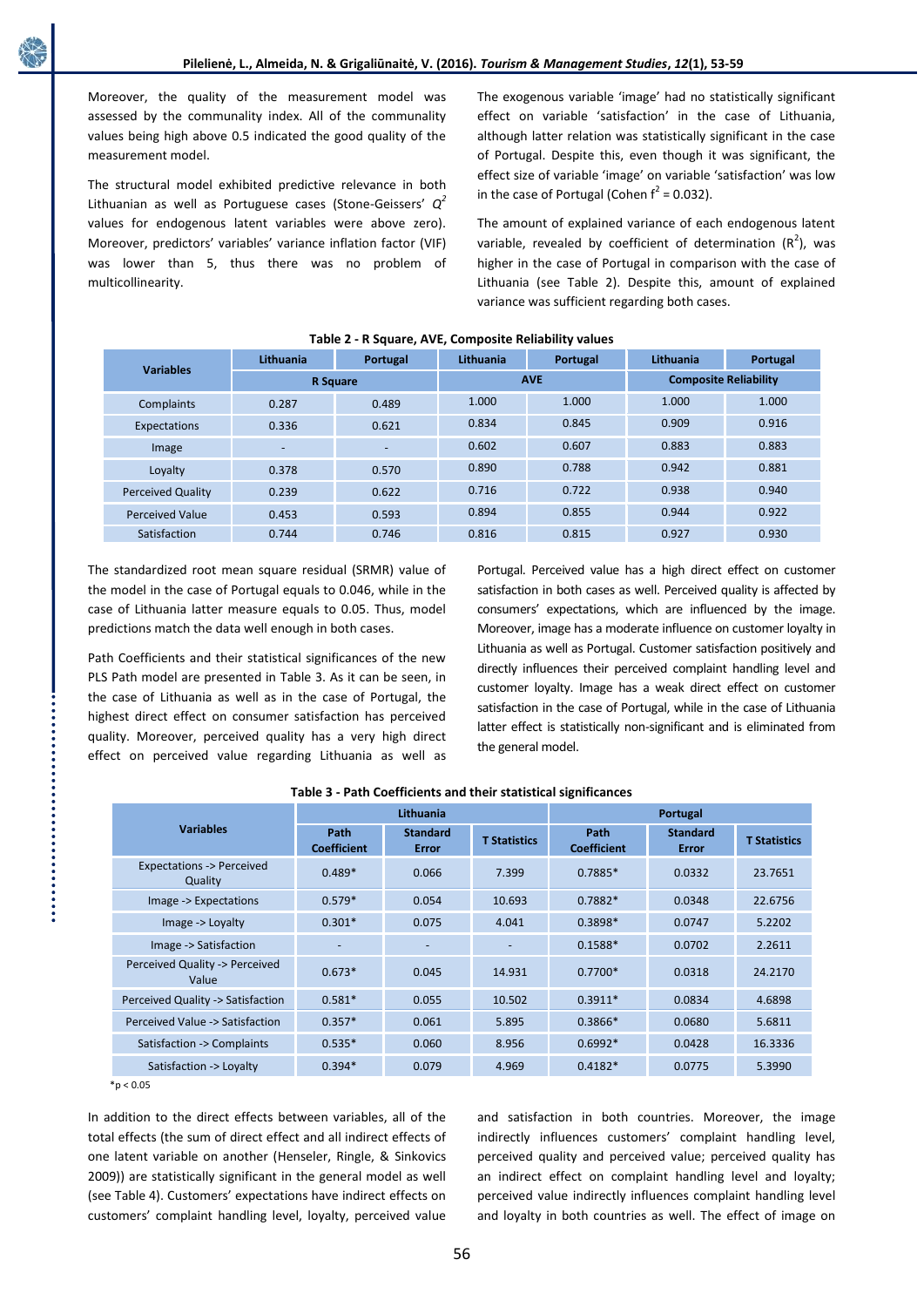Moreover, the quality of the measurement model was assessed by the communality index. All of the communality values being high above 0.5 indicated the good quality of the measurement model.

The structural model exhibited predictive relevance in both Lithuanian as well as Portuguese cases (Stone-Geissers' $Q^2$ values for endogenous latent variables were above zero). Moreover, predictors' variables' variance inflation factor (VIF) was lower than 5, thus there was no problem of multicollinearity.

The exogenous variable 'image' had no statistically significant effect on variable 'satisfaction' in the case of Lithuania, although latter relation was statistically significant in the case of Portugal. Despite this, even though it was significant, the effect size of variable 'image' on variable 'satisfaction' was low in the case of Portugal (Cohen $f^2 = 0.032$).

The amount of explained variance of each endogenous latent variable, revealed by coefficient of determination ($R^2$), was higher in the case of Portugal in comparison with the case of Lithuania (see Table 2). Despite this, amount of explained variance was sufficient regarding both cases.

**Table 2 - R Square, AVE, Composite Reliability values**

| Variables | Lithuania | Portugal | Lithuania | Portugal | Lithuania | Portugal |
|---|---|---|---|---|---|---|
| | R Square | | AVE | | Composite Reliability | |
| Complaints | 0.287 | 0.489 | 1.000 | 1.000 | 1.000 | 1.000 |
| Expectations | 0.336 | 0.621 | 0.834 | 0.845 | 0.909 | 0.916 |
| Image | - | - | 0.602 | 0.607 | 0.883 | 0.883 |
| Loyalty | 0.378 | 0.570 | 0.890 | 0.788 | 0.942 | 0.881 |
| Perceived Quality | 0.239 | 0.622 | 0.716 | 0.722 | 0.938 | 0.940 |
| Perceived Value | 0.453 | 0.593 | 0.894 | 0.855 | 0.944 | 0.922 |
| Satisfaction | 0.744 | 0.746 | 0.816 | 0.815 | 0.927 | 0.930 |

The standardized root mean square residual (SRMR) value of the model in the case of Portugal equals to 0.046, while in the case of Lithuania latter measure equals to 0.05. Thus, model predictions match the data well enough in both cases.

Path Coefficients and their statistical significances of the new PLS Path model are presented in Table 3. As it can be seen, in the case of Lithuania as well as in the case of Portugal, the highest direct effect on consumer satisfaction has perceived quality. Moreover, perceived quality has a very high direct effect on perceived value regarding Lithuania as well as Portugal. Perceived value has a high direct effect on customer satisfaction in both cases as well. Perceived quality is affected by consumers' expectations, which are influenced by the image. Moreover, image has a moderate influence on customer loyalty in Lithuania as well as Portugal. Customer satisfaction positively and directly influences their perceived complaint handling level and customer loyalty. Image has a weak direct effect on customer satisfaction in the case of Portugal, while in the case of Lithuania latter effect is statistically non-significant and is eliminated from the general model.

**Table 3 - Path Coefficients and their statistical significances**

| Variables | Lithuania | | | Portugal | | |
|---|---|---|---|---|---|---|
| | Path Coefficient | Standard Error | T Statistics | Path Coefficient | Standard Error | T Statistics |
| Expectations -> Perceived Quality | 0.489* | 0.066 | 7.399 | 0.7885* | 0.0332 | 23.7651 |
| Image -> Expectations | 0.579* | 0.054 | 10.693 | 0.7882* | 0.0348 | 22.6756 |
| Image -> Loyalty | 0.301* | 0.075 | 4.041 | 0.3898* | 0.0747 | 5.2202 |
| Image -> Satisfaction | - | - | - | 0.1588* | 0.0702 | 2.2611 |
| Perceived Quality -> Perceived Value | 0.673* | 0.045 | 14.931 | 0.7700* | 0.0318 | 24.2170 |
| Perceived Quality -> Satisfaction | 0.581* | 0.055 | 10.502 | 0.3911* | 0.0834 | 4.6898 |
| Perceived Value -> Satisfaction | 0.357* | 0.061 | 5.895 | 0.3866* | 0.0680 | 5.6811 |
| Satisfaction -> Complaints | 0.535* | 0.060 | 8.956 | 0.6992* | 0.0428 | 16.3336 |
| Satisfaction -> Loyalty | 0.394* | 0.079 | 4.969 | 0.4182* | 0.0775 | 5.3990 |

*$p < 0.05$

In addition to the direct effects between variables, all of the total effects (the sum of direct effect and all indirect effects of one latent variable on another (Henseler, Ringle, & Sinkovics 2009)) are statistically significant in the general model as well (see Table 4). Customers' expectations have indirect effects on customers' complaint handling level, loyalty, perceived value and satisfaction in both countries. Moreover, the image indirectly influences customers' complaint handling level, perceived quality and perceived value; perceived quality has an indirect effect on complaint handling level and loyalty; perceived value indirectly influences complaint handling level and loyalty in both countries as well. The effect of image on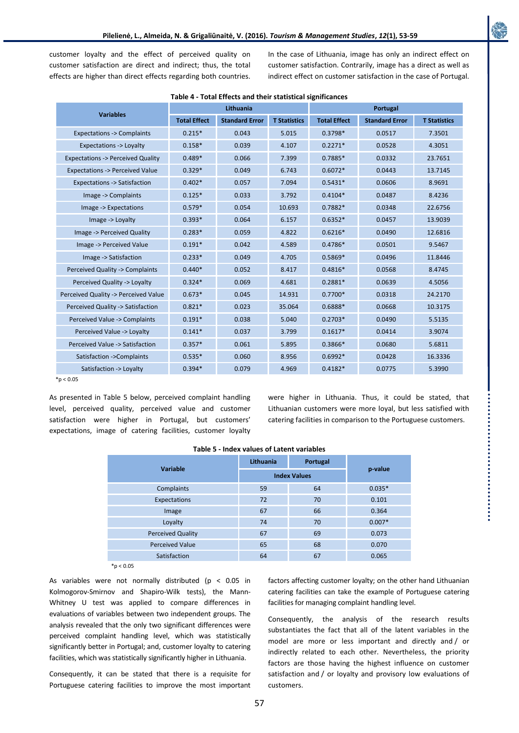customer loyalty and the effect of perceived quality on customer satisfaction are direct and indirect; thus, the total effects are higher than direct effects regarding both countries. In the case of Lithuania, image has only an indirect effect on customer satisfaction. Contrarily, image has a direct as well as indirect effect on customer satisfaction in the case of Portugal.

**Table 4 - Total Effects and their statistical significances**

| Variables | Lithuania | | | Portugal | | |
|---|---|---|---|---|---|---|
| | Total Effect | Standard Error | T Statistics | Total Effect | Standard Error | T Statistics |
| Expectations -> Complaints | 0.215* | 0.043 | 5.015 | 0.3798* | 0.0517 | 7.3501 |
| Expectations -> Loyalty | 0.158* | 0.039 | 4.107 | 0.2271* | 0.0528 | 4.3051 |
| Expectations -> Perceived Quality | 0.489* | 0.066 | 7.399 | 0.7885* | 0.0332 | 23.7651 |
| Expectations -> Perceived Value | 0.329* | 0.049 | 6.743 | 0.6072* | 0.0443 | 13.7145 |
| Expectations -> Satisfaction | 0.402* | 0.057 | 7.094 | 0.5431* | 0.0606 | 8.9691 |
| Image -> Complaints | 0.125* | 0.033 | 3.792 | 0.4104* | 0.0487 | 8.4236 |
| Image -> Expectations | 0.579* | 0.054 | 10.693 | 0.7882* | 0.0348 | 22.6756 |
| Image -> Loyalty | 0.393* | 0.064 | 6.157 | 0.6352* | 0.0457 | 13.9039 |
| Image -> Perceived Quality | 0.283* | 0.059 | 4.822 | 0.6216* | 0.0490 | 12.6816 |
| Image -> Perceived Value | 0.191* | 0.042 | 4.589 | 0.4786* | 0.0501 | 9.5467 |
| Image -> Satisfaction | 0.233* | 0.049 | 4.705 | 0.5869* | 0.0496 | 11.8446 |
| Perceived Quality -> Complaints | 0.440* | 0.052 | 8.417 | 0.4816* | 0.0568 | 8.4745 |
| Perceived Quality -> Loyalty | 0.324* | 0.069 | 4.681 | 0.2881* | 0.0639 | 4.5056 |
| Perceived Quality -> Perceived Value | 0.673* | 0.045 | 14.931 | 0.7700* | 0.0318 | 24.2170 |
| Perceived Quality -> Satisfaction | 0.821* | 0.023 | 35.064 | 0.6888* | 0.0668 | 10.3175 |
| Perceived Value -> Complaints | 0.191* | 0.038 | 5.040 | 0.2703* | 0.0490 | 5.5135 |
| Perceived Value -> Loyalty | 0.141* | 0.037 | 3.799 | 0.1617* | 0.0414 | 3.9074 |
| Perceived Value -> Satisfaction | 0.357* | 0.061 | 5.895 | 0.3866* | 0.0680 | 5.6811 |
| Satisfaction ->Complaints | 0.535* | 0.060 | 8.956 | 0.6992* | 0.0428 | 16.3336 |
| Satisfaction -> Loyalty | 0.394* | 0.079 | 4.969 | 0.4182* | 0.0775 | 5.3990 |

*p < 0.05

As presented in Table 5 below, perceived complaint handling level, perceived quality, perceived value and customer satisfaction were higher in Portugal, but customers' expectations, image of catering facilities, customer loyalty were higher in Lithuania. Thus, it could be stated, that Lithuanian customers were more loyal, but less satisfied with catering facilities in comparison to the Portuguese customers.

**Table 5 - Index values of Latent variables**

| Variable | Lithuania | Portugal | p-value |
|---|---|---|---|
| | Index Values | | |
| Complaints | 59 | 64 | 0.035* |
| Expectations | 72 | 70 | 0.101 |
| Image | 67 | 66 | 0.364 |
| Loyalty | 74 | 70 | 0.007* |
| Perceived Quality | 67 | 69 | 0.073 |
| Perceived Value | 65 | 68 | 0.070 |
| Satisfaction | 64 | 67 | 0.065 |

*p < 0.05

As variables were not normally distributed ($p < 0.05$ in Kolmogorov-Smirnov and Shapiro-Wilk tests), the Mann-Whitney U test was applied to compare differences in evaluations of variables between two independent groups. The analysis revealed that the only two significant differences were perceived complaint handling level, which was statistically significantly better in Portugal; and, customer loyalty to catering facilities, which was statistically significantly higher in Lithuania.

Consequently, it can be stated that there is a requisite for Portuguese catering facilities to improve the most important factors affecting customer loyalty; on the other hand Lithuanian catering facilities can take the example of Portuguese catering facilities for managing complaint handling level.

Consequently, the analysis of the research results substantiates the fact that all of the latent variables in the model are more or less important and directly and / or indirectly related to each other. Nevertheless, the priority factors are those having the highest influence on customer satisfaction and / or loyalty and provisory low evaluations of customers.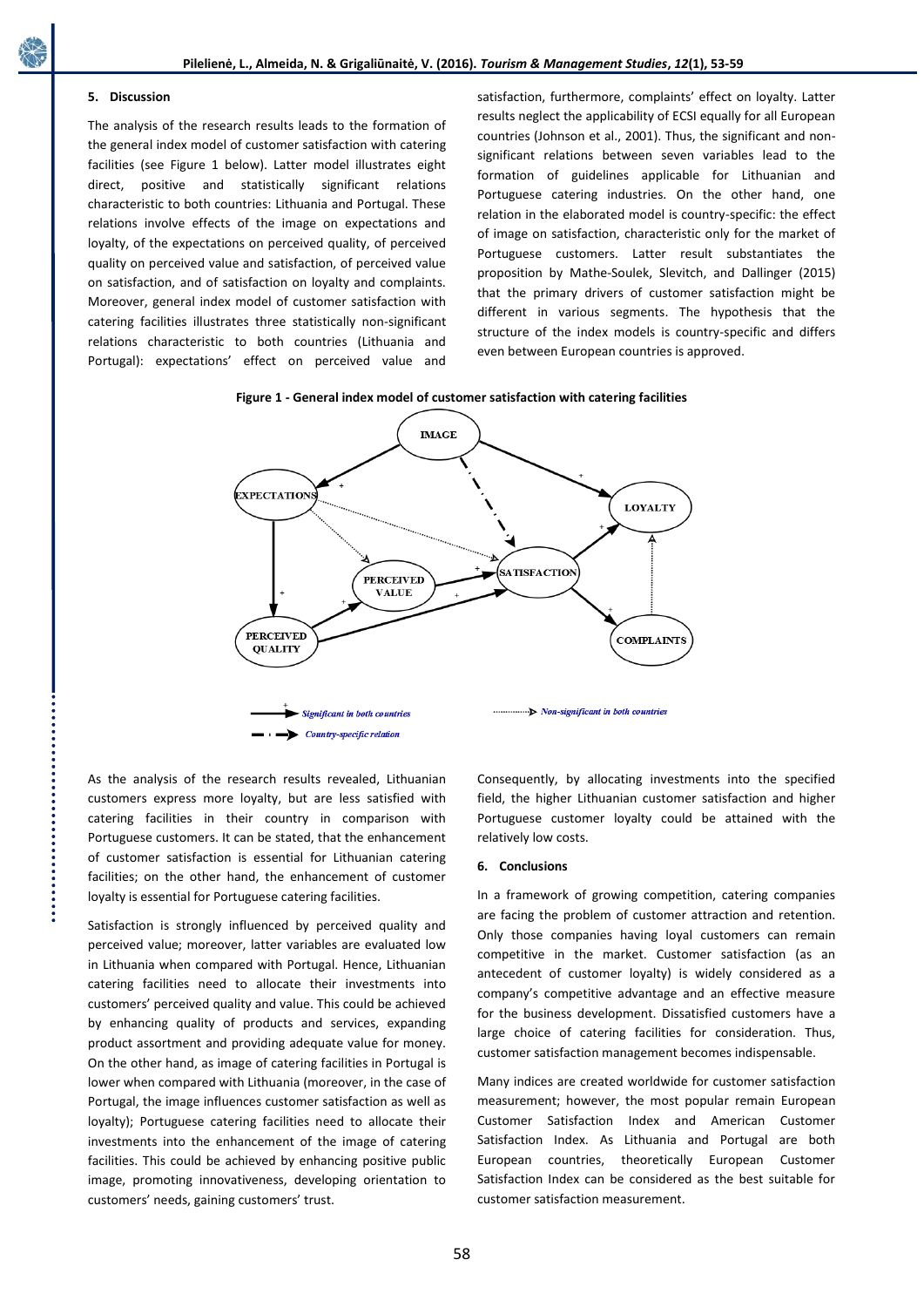## 5. Discussion

The analysis of the research results leads to the formation of the general index model of customer satisfaction with catering facilities (see Figure 1 below). Latter model illustrates eight direct, positive and statistically significant relations characteristic to both countries: Lithuania and Portugal. These relations involve effects of the image on expectations and loyalty, of the expectations on perceived quality, of perceived quality on perceived value and satisfaction, of perceived value on satisfaction, and of satisfaction on loyalty and complaints. Moreover, general index model of customer satisfaction with catering facilities illustrates three statistically non-significant relations characteristic to both countries (Lithuania and Portugal): expectations' effect on perceived value and satisfaction, furthermore, complaints' effect on loyalty. Latter results neglect the applicability of ECSI equally for all European countries (Johnson et al., 2001). Thus, the significant and non-significant relations between seven variables lead to the formation of guidelines applicable for Lithuanian and Portuguese catering industries. On the other hand, one relation in the elaborated model is country-specific: the effect of image on satisfaction, characteristic only for the market of Portuguese customers. Latter result substantiates the proposition by Mathe-Soulek, Slevitch, and Dallinger (2015) that the primary drivers of customer satisfaction might be different in various segments. The hypothesis that the structure of the index models is country-specific and differs even between European countries is approved.

**Figure 1 - General index model of customer satisfaction with catering facilities**

As the analysis of the research results revealed, Lithuanian customers express more loyalty, but are less satisfied with catering facilities in their country in comparison with Portuguese customers. It can be stated, that the enhancement of customer satisfaction is essential for Lithuanian catering facilities; on the other hand, the enhancement of customer loyalty is essential for Portuguese catering facilities.

Satisfaction is strongly influenced by perceived quality and perceived value; moreover, latter variables are evaluated low in Lithuania when compared with Portugal. Hence, Lithuanian catering facilities need to allocate their investments into customers' perceived quality and value. This could be achieved by enhancing quality of products and services, expanding product assortment and providing adequate value for money. On the other hand, as image of catering facilities in Portugal is lower when compared with Lithuania (moreover, in the case of Portugal, the image influences customer satisfaction as well as loyalty); Portuguese catering facilities need to allocate their investments into the enhancement of the image of catering facilities. This could be achieved by enhancing positive public image, promoting innovativeness, developing orientation to customers' needs, gaining customers' trust.

Consequently, by allocating investments into the specified field, the higher Lithuanian customer satisfaction and higher Portuguese customer loyalty could be attained with the relatively low costs.

## 6. Conclusions

In a framework of growing competition, catering companies are facing the problem of customer attraction and retention. Only those companies having loyal customers can remain competitive in the market. Customer satisfaction (as an antecedent of customer loyalty) is widely considered as a company's competitive advantage and an effective measure for the business development. Dissatisfied customers have a large choice of catering facilities for consideration. Thus, customer satisfaction management becomes indispensable.

Many indices are created worldwide for customer satisfaction measurement; however, the most popular remain European Customer Satisfaction Index and American Customer Satisfaction Index. As Lithuania and Portugal are both European countries, theoretically European Customer Satisfaction Index can be considered as the best suitable for customer satisfaction measurement.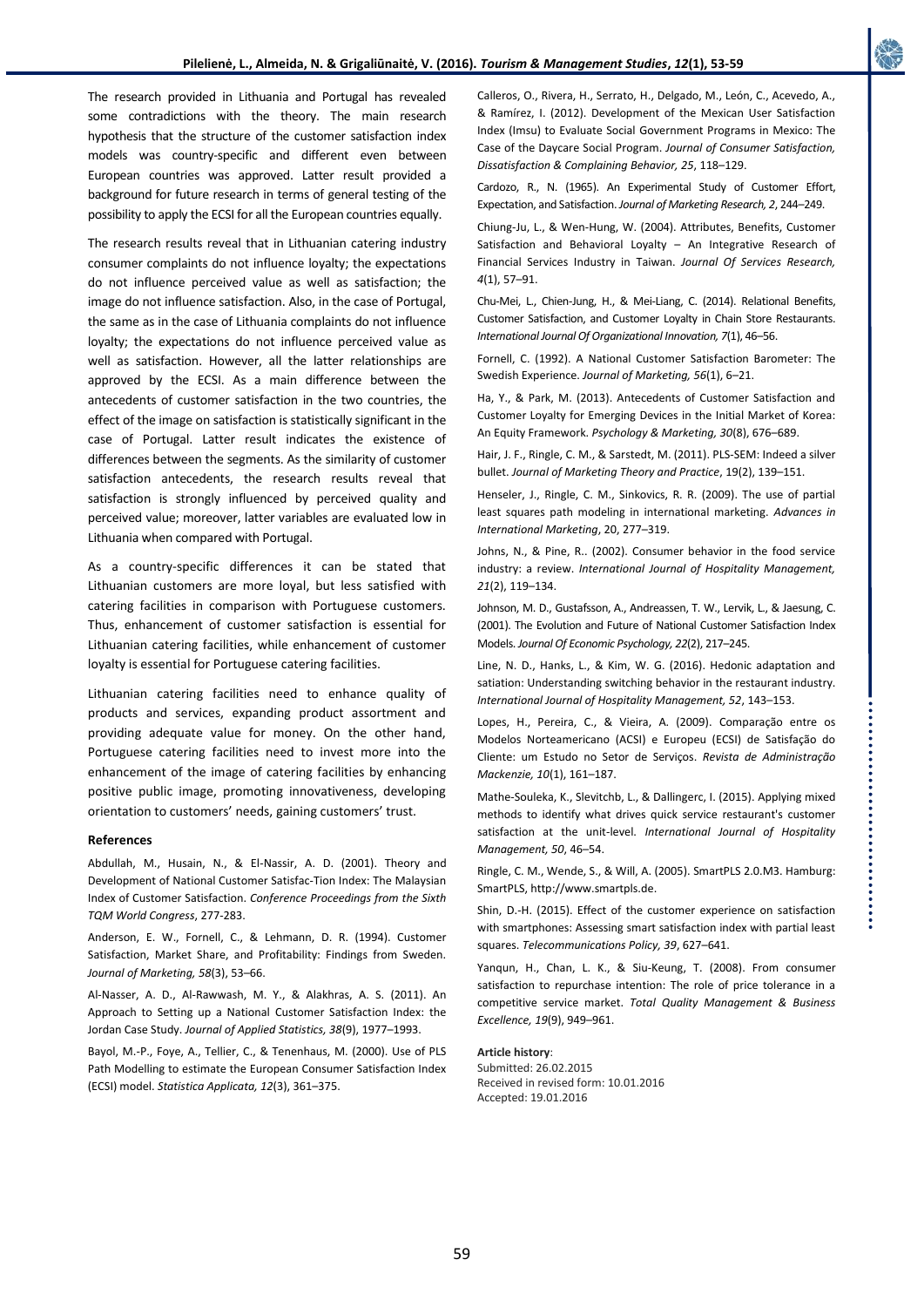The research provided in Lithuania and Portugal has revealed some contradictions with the theory. The main research hypothesis that the structure of the customer satisfaction index models was country-specific and different even between European countries was approved. Latter result provided a background for future research in terms of general testing of the possibility to apply the ECSI for all the European countries equally.

The research results reveal that in Lithuanian catering industry consumer complaints do not influence loyalty; the expectations do not influence perceived value as well as satisfaction; the image do not influence satisfaction. Also, in the case of Portugal, the same as in the case of Lithuania complaints do not influence loyalty; the expectations do not influence perceived value as well as satisfaction. However, all the latter relationships are approved by the ECSI. As a main difference between the antecedents of customer satisfaction in the two countries, the effect of the image on satisfaction is statistically significant in the case of Portugal. Latter result indicates the existence of differences between the segments. As the similarity of customer satisfaction antecedents, the research results reveal that satisfaction is strongly influenced by perceived quality and perceived value; moreover, latter variables are evaluated low in Lithuania when compared with Portugal.

As a country-specific differences it can be stated that Lithuanian customers are more loyal, but less satisfied with catering facilities in comparison with Portuguese customers. Thus, enhancement of customer satisfaction is essential for Lithuanian catering facilities, while enhancement of customer loyalty is essential for Portuguese catering facilities.

Lithuanian catering facilities need to enhance quality of products and services, expanding product assortment and providing adequate value for money. On the other hand, Portuguese catering facilities need to invest more into the enhancement of the image of catering facilities by enhancing positive public image, promoting innovativeness, developing orientation to customers' needs, gaining customers' trust.

**References**

Abdullah, M., Husain, N., & El-Nassir, A. D. (2001). Theory and Development of National Customer Satisfac-Tion Index: The Malaysian Index of Customer Satisfaction. *Conference Proceedings from the Sixth TQM World Congress*, 277-283.

Anderson, E. W., Fornell, C., & Lehmann, D. R. (1994). Customer Satisfaction, Market Share, and Profitability: Findings from Sweden. *Journal of Marketing, 58*(3), 53–66.

Al-Nasser, A. D., Al-Rawwash, M. Y., & Alakhras, A. S. (2011). An Approach to Setting up a National Customer Satisfaction Index: the Jordan Case Study. *Journal of Applied Statistics, 38*(9), 1977–1993.

Bayol, M.-P., Foye, A., Tellier, C., & Tenenhaus, M. (2000). Use of PLS Path Modelling to estimate the European Consumer Satisfaction Index (ECSI) model. *Statistica Applicata, 12*(3), 361–375.

Calleros, O., Rivera, H., Serrato, H., Delgado, M., León, C., Acevedo, A., & Ramírez, I. (2012). Development of the Mexican User Satisfaction Index (Imsu) to Evaluate Social Government Programs in Mexico: The Case of the Daycare Social Program. *Journal of Consumer Satisfaction, Dissatisfaction & Complaining Behavior, 25*, 118–129.

Cardozo, R., N. (1965). An Experimental Study of Customer Effort, Expectation, and Satisfaction. *Journal of Marketing Research, 2*, 244–249.

Chiung-Ju, L., & Wen-Hung, W. (2004). Attributes, Benefits, Customer Satisfaction and Behavioral Loyalty – An Integrative Research of Financial Services Industry in Taiwan. *Journal Of Services Research, 4*(1), 57–91.

Chu-Mei, L., Chien-Jung, H., & Mei-Liang, C. (2014). Relational Benefits, Customer Satisfaction, and Customer Loyalty in Chain Store Restaurants. *International Journal Of Organizational Innovation, 7*(1), 46–56.

Fornell, C. (1992). A National Customer Satisfaction Barometer: The Swedish Experience. *Journal of Marketing, 56*(1), 6–21.

Ha, Y., & Park, M. (2013). Antecedents of Customer Satisfaction and Customer Loyalty for Emerging Devices in the Initial Market of Korea: An Equity Framework. *Psychology & Marketing, 30*(8), 676–689.

Hair, J. F., Ringle, C. M., & Sarstedt, M. (2011). PLS-SEM: Indeed a silver bullet. *Journal of Marketing Theory and Practice*, 19(2), 139–151.

Henseler, J., Ringle, C. M., Sinkovics, R. R. (2009). The use of partial least squares path modeling in international marketing. *Advances in International Marketing*, 20, 277–319.

Johns, N., & Pine, R.. (2002). Consumer behavior in the food service industry: a review. *International Journal of Hospitality Management, 21*(2), 119–134.

Johnson, M. D., Gustafsson, A., Andreassen, T. W., Lervik, L., & Jaesung, C. (2001). The Evolution and Future of National Customer Satisfaction Index Models. *Journal Of Economic Psychology, 22*(2), 217–245.

Line, N. D., Hanks, L., & Kim, W. G. (2016). Hedonic adaptation and satiation: Understanding switching behavior in the restaurant industry. *International Journal of Hospitality Management, 52*, 143–153.

Lopes, H., Pereira, C., & Vieira, A. (2009). Comparação entre os Modelos Norteamericano (ACSI) e Europeu (ECSI) de Satisfação do Cliente: um Estudo no Setor de Serviços. *Revista de Administração Mackenzie, 10*(1), 161–187.

Mathe-Souleka, K., Slevitchb, L., & Dallingerc, I. (2015). Applying mixed methods to identify what drives quick service restaurant's customer satisfaction at the unit-level. *International Journal of Hospitality Management, 50*, 46–54.

Ringle, C. M., Wende, S., & Will, A. (2005). SmartPLS 2.0.M3. Hamburg: SmartPLS, http://www.smartpls.de.

Shin, D.-H. (2015). Effect of the customer experience on satisfaction with smartphones: Assessing smart satisfaction index with partial least squares. *Telecommunications Policy, 39*, 627–641.

Yanqun, H., Chan, L. K., & Siu-Keung, T. (2008). From consumer satisfaction to repurchase intention: The role of price tolerance in a competitive service market. *Total Quality Management & Business Excellence, 19*(9), 949–961.

**Article history**:
Submitted: 26.02.2015
Received in revised form: 10.01.2016
Accepted: 19.01.2016